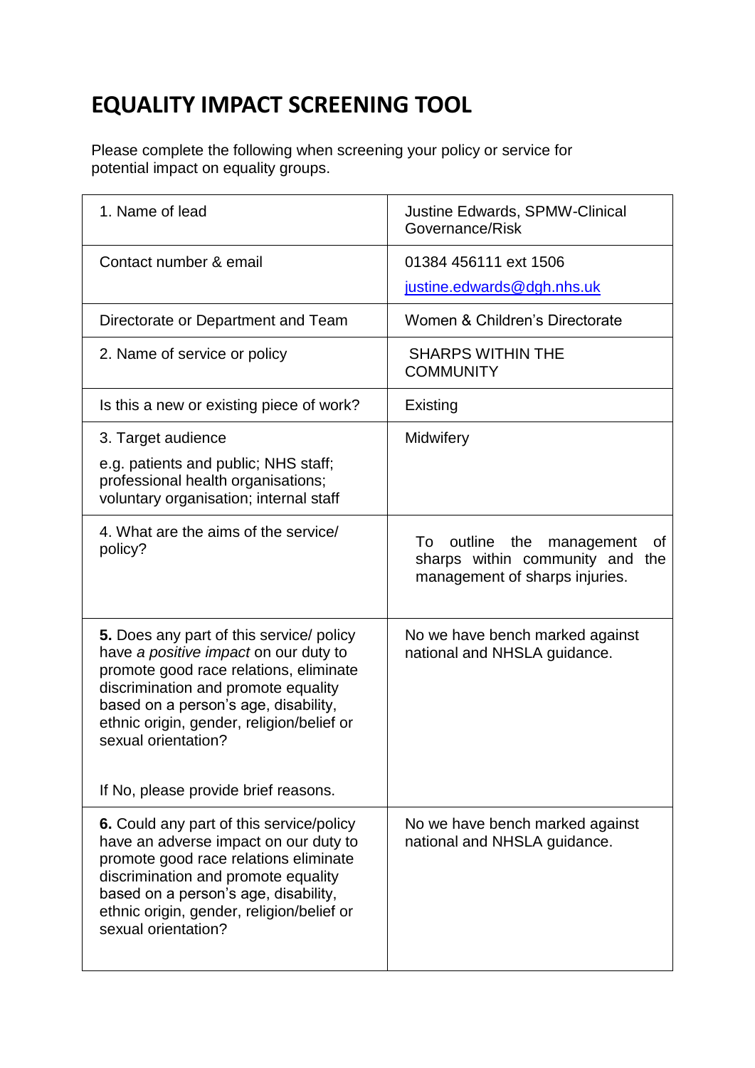# EQUALITY IMPACT SCREENING TOOL

Please complete the following when screening your policy or service for potential impact on equality groups.

| | |
|---|---|
| 1. Name of lead | Justine Edwards, SPMW-Clinical Governance/Risk |
| Contact number & email | 01384 456111 ext 1506<br>justine.edwards@dgh.nhs.uk |
| Directorate or Department and Team | Women & Children's Directorate |
| 2. Name of service or policy | SHARPS WITHIN THE COMMUNITY |
| Is this a new or existing piece of work? | Existing |
| 3. Target audience<br>e.g. patients and public; NHS staff; professional health organisations; voluntary organisation; internal staff | Midwifery |
| 4. What are the aims of the service/ policy? | To outline the management of sharps within community and the management of sharps injuries. |
| **5.** Does any part of this service/ policy have *a positive impact* on our duty to promote good race relations, eliminate discrimination and promote equality based on a person's age, disability, ethnic origin, gender, religion/belief or sexual orientation?<br><br>If No, please provide brief reasons. | No we have bench marked against national and NHSLA guidance. |
| **6.** Could any part of this service/policy have an adverse impact on our duty to promote good race relations eliminate discrimination and promote equality based on a person's age, disability, ethnic origin, gender, religion/belief or sexual orientation? | No we have bench marked against national and NHSLA guidance. |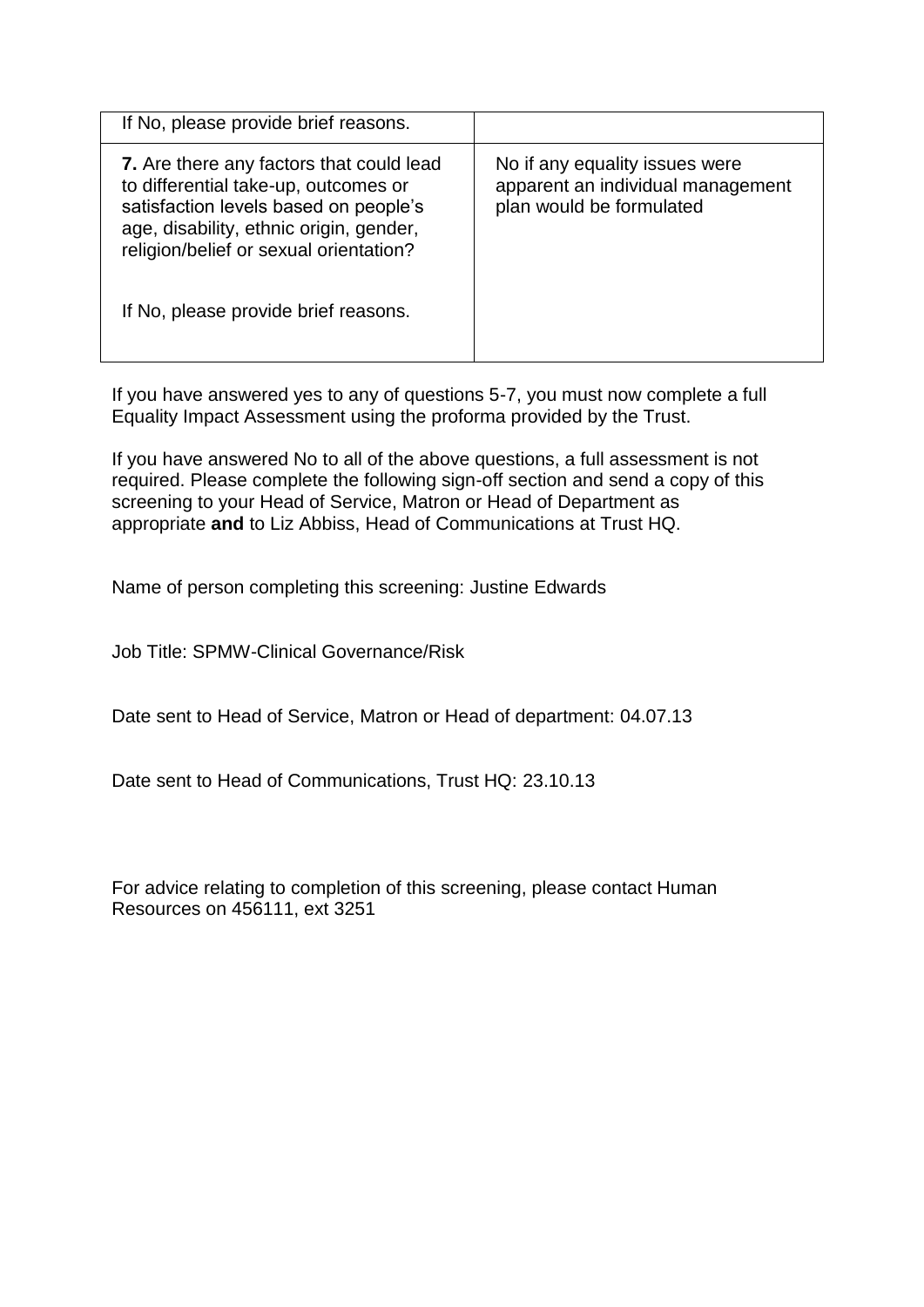| | |
|---|---|
| If No, please provide brief reasons. | |
| **7.** Are there any factors that could lead to differential take-up, outcomes or satisfaction levels based on people's age, disability, ethnic origin, gender, religion/belief or sexual orientation?<br><br>If No, please provide brief reasons. | No if any equality issues were apparent an individual management plan would be formulated |

If you have answered yes to any of questions 5-7, you must now complete a full Equality Impact Assessment using the proforma provided by the Trust.

If you have answered No to all of the above questions, a full assessment is not required. Please complete the following sign-off section and send a copy of this screening to your Head of Service, Matron or Head of Department as appropriate **and** to Liz Abbiss, Head of Communications at Trust HQ.

Name of person completing this screening: Justine Edwards

Job Title: SPMW-Clinical Governance/Risk

Date sent to Head of Service, Matron or Head of department: 04.07.13

Date sent to Head of Communications, Trust HQ: 23.10.13

For advice relating to completion of this screening, please contact Human Resources on 456111, ext 3251